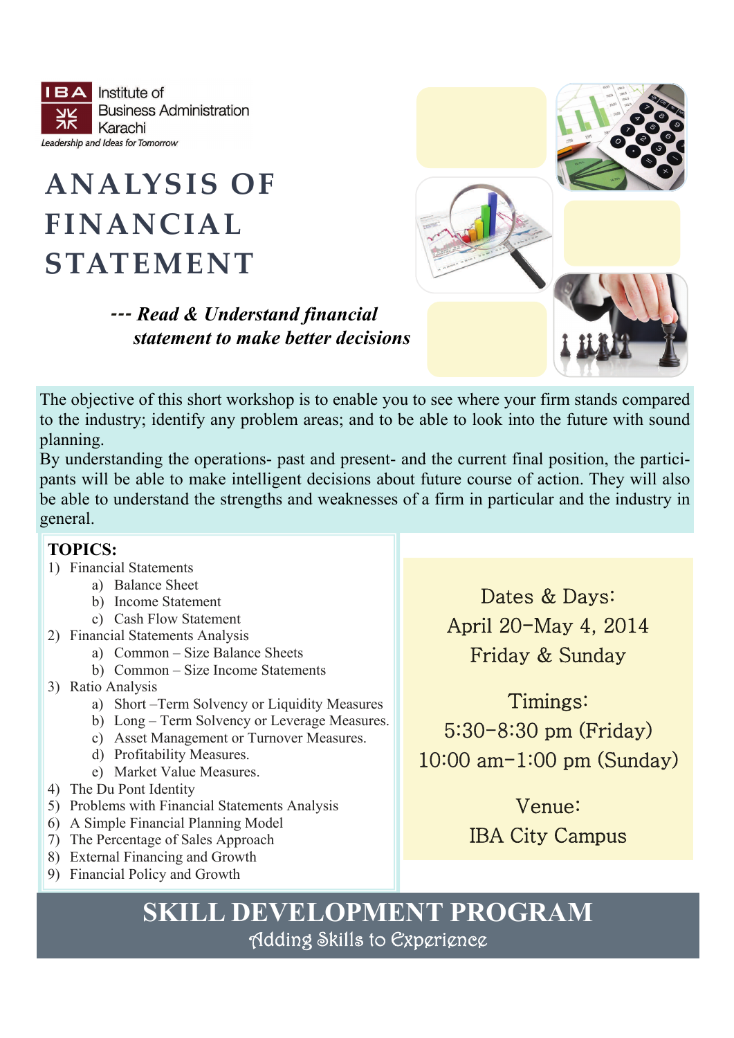IBA Institute of Business Administration Karachi

*Leadership and Ideas for Tomorrow*

# ANALYSIS OF FINANCIAL STATEMENT

***--- Read & Understand financial statement to make better decisions***

The objective of this short workshop is to enable you to see where your firm stands compared to the industry; identify any problem areas; and to be able to look into the future with sound planning.

By understanding the operations- past and present- and the current final position, the participants will be able to make intelligent decisions about future course of action. They will also be able to understand the strengths and weaknesses of a firm in particular and the industry in general.

**TOPICS:**

1) Financial Statements
   a) Balance Sheet
   b) Income Statement
   c) Cash Flow Statement
2) Financial Statements Analysis
   a) Common – Size Balance Sheets
   b) Common – Size Income Statements
3) Ratio Analysis
   a) Short –Term Solvency or Liquidity Measures
   b) Long – Term Solvency or Leverage Measures.
   c) Asset Management or Turnover Measures.
   d) Profitability Measures.
   e) Market Value Measures.
4) The Du Pont Identity
5) Problems with Financial Statements Analysis
6) A Simple Financial Planning Model
7) The Percentage of Sales Approach
8) External Financing and Growth
9) Financial Policy and Growth

Dates & Days:
April 20-May 4, 2014
Friday & Sunday

Timings:
5:30-8:30 pm (Friday)
10:00 am-1:00 pm (Sunday)

Venue:
IBA City Campus

## SKILL DEVELOPMENT PROGRAM

Adding Skills to Experience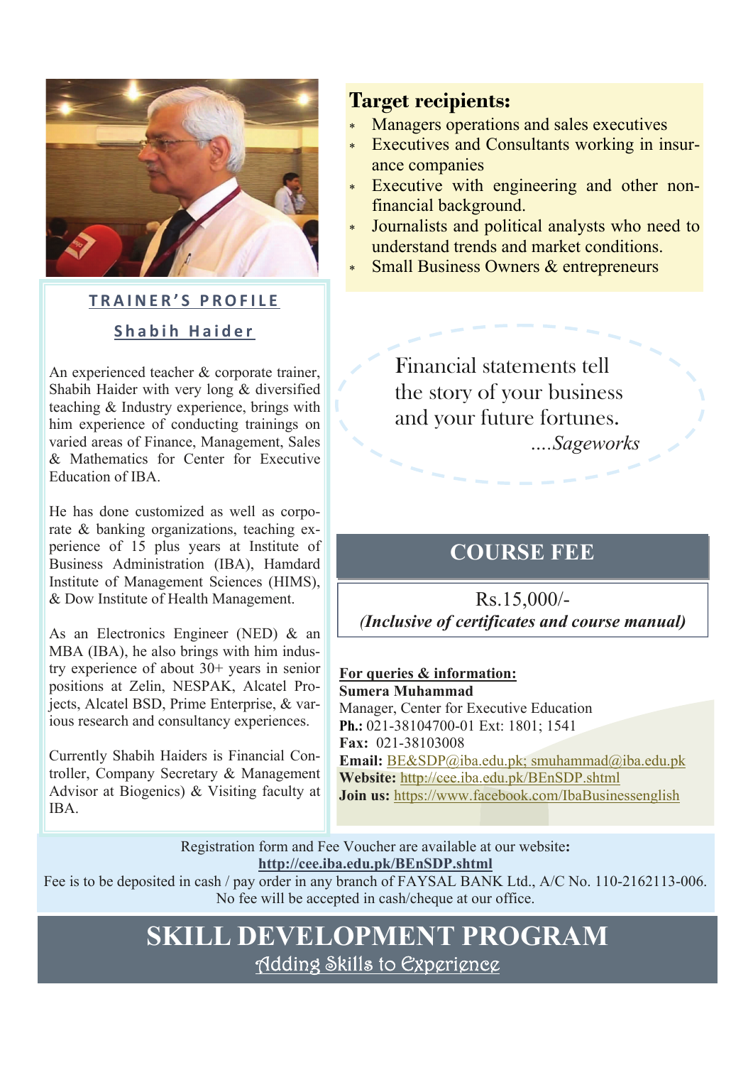## TRAINER'S PROFILE

### Shabih Haider

An experienced teacher & corporate trainer, Shabih Haider with very long & diversified teaching & Industry experience, brings with him experience of conducting trainings on varied areas of Finance, Management, Sales & Mathematics for Center for Executive Education of IBA.

He has done customized as well as corporate & banking organizations, teaching experience of 15 plus years at Institute of Business Administration (IBA), Hamdard Institute of Management Sciences (HIMS), & Dow Institute of Health Management.

As an Electronics Engineer (NED) & an MBA (IBA), he also brings with him industry experience of about 30+ years in senior positions at Zelin, NESPAK, Alcatel Projects, Alcatel BSD, Prime Enterprise, & various research and consultancy experiences.

Currently Shabih Haiders is Financial Controller, Company Secretary & Management Advisor at Biogenics) & Visiting faculty at IBA.

## Target recipients:

- Managers operations and sales executives
- Executives and Consultants working in insurance companies
- Executive with engineering and other non-financial background.
- Journalists and political analysts who need to understand trends and market conditions.
- Small Business Owners & entrepreneurs

Financial statements tell the story of your business and your future fortunes.
*....Sageworks*

## COURSE FEE

Rs.15,000/-
***(Inclusive of certificates and course manual)***

**For queries & information:**
**Sumera Muhammad**
Manager, Center for Executive Education
**Ph.:** 021-38104700-01 Ext: 1801; 1541
**Fax:** 021-38103008
**Email:** BE&SDP@iba.edu.pk; smuhammad@iba.edu.pk
**Website:** http://cee.iba.edu.pk/BEnSDP.shtml
**Join us:** https://www.facebook.com/IbaBusinessenglish

Registration form and Fee Voucher are available at our website**:**
**http://cee.iba.edu.pk/BEnSDP.shtml**
Fee is to be deposited in cash / pay order in any branch of FAYSAL BANK Ltd., A/C No. 110-2162113-006.
No fee will be accepted in cash/cheque at our office.

# SKILL DEVELOPMENT PROGRAM

Adding Skills to Experience